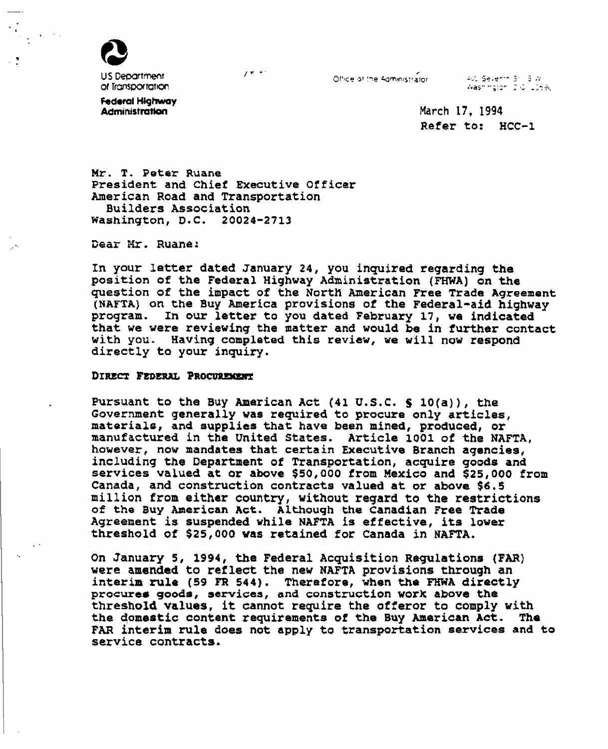US Department of Transportation

**Federal Highway Administration**

Office of the Administrator

400 Seventh St. S.W.
Washington, D.C. 20590

March 17, 1994
Refer to: HCC-1

Mr. T. Peter Ruane
President and Chief Executive Officer
American Road and Transportation
Builders Association
Washington, D.C. 20024-2713

Dear Mr. Ruane:

In your letter dated January 24, you inquired regarding the position of the Federal Highway Administration (FHWA) on the question of the impact of the North American Free Trade Agreement (NAFTA) on the Buy America provisions of the Federal-aid highway program. In our letter to you dated February 17, we indicated that we were reviewing the matter and would be in further contact with you. Having completed this review, we will now respond directly to your inquiry.

**DIRECT FEDERAL PROCUREMENT**

Pursuant to the Buy American Act (41 U.S.C. § 10(a)), the Government generally was required to procure only articles, materials, and supplies that have been mined, produced, or manufactured in the United States. Article 1001 of the NAFTA, however, now mandates that certain Executive Branch agencies, including the Department of Transportation, acquire goods and services valued at or above $50,000 from Mexico and $25,000 from Canada, and construction contracts valued at or above $6.5 million from either country, without regard to the restrictions of the Buy American Act. Although the Canadian Free Trade Agreement is suspended while NAFTA is effective, its lower threshold of $25,000 was retained for Canada in NAFTA.

On January 5, 1994, the Federal Acquisition Regulations (FAR) were amended to reflect the new NAFTA provisions through an interim rule (59 FR 544). Therefore, when the FHWA directly procures goods, services, and construction work above the threshold values, it cannot require the offeror to comply with the domestic content requirements of the Buy American Act. The FAR interim rule does not apply to transportation services and to service contracts.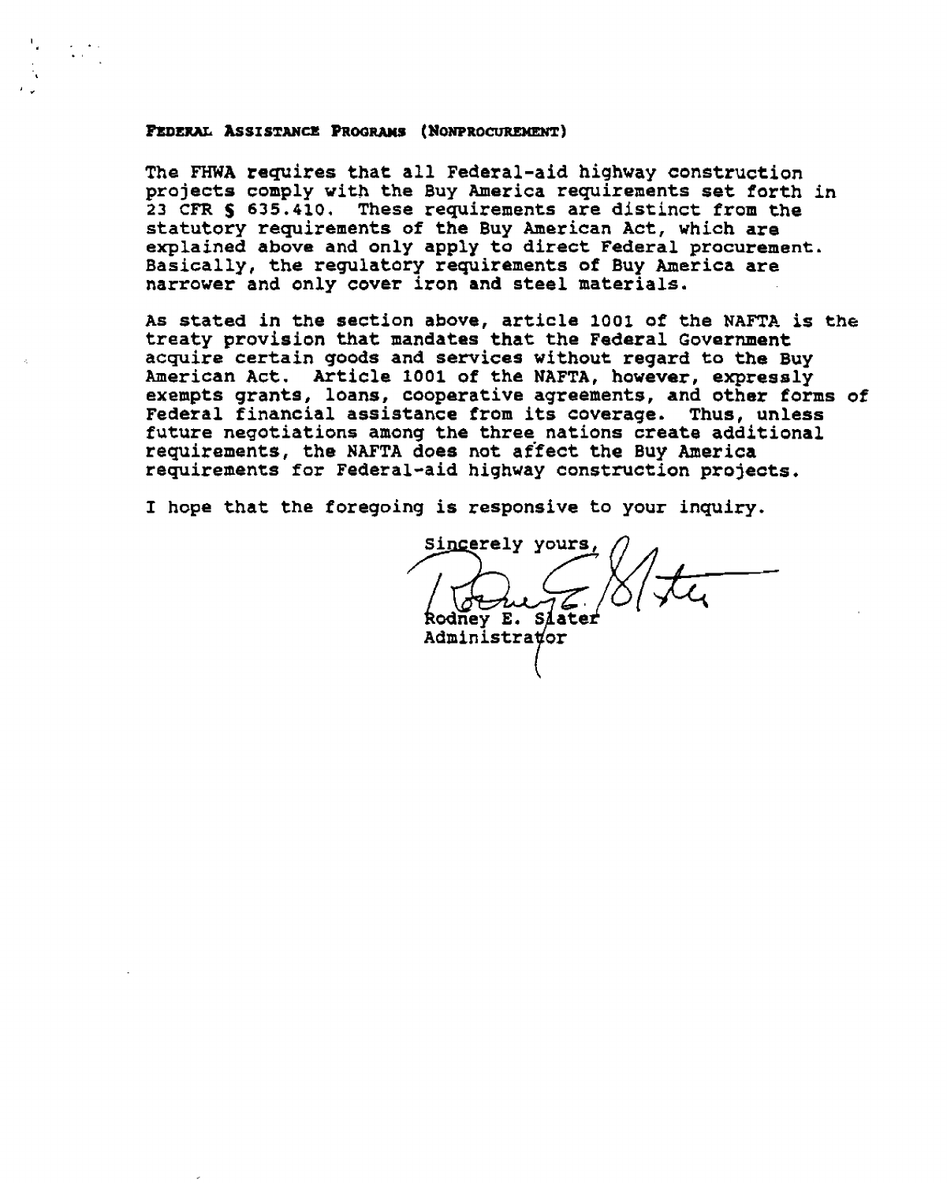**FEDERAL ASSISTANCE PROGRAMS (NONPROCUREMENT)**

The FHWA requires that all Federal-aid highway construction projects comply with the Buy America requirements set forth in 23 CFR § 635.410. These requirements are distinct from the statutory requirements of the Buy American Act, which are explained above and only apply to direct Federal procurement. Basically, the regulatory requirements of Buy America are narrower and only cover iron and steel materials.

As stated in the section above, article 1001 of the NAFTA is the treaty provision that mandates that the Federal Government acquire certain goods and services without regard to the Buy American Act. Article 1001 of the NAFTA, however, expressly exempts grants, loans, cooperative agreements, and other forms of Federal financial assistance from its coverage. Thus, unless future negotiations among the three nations create additional requirements, the NAFTA does not affect the Buy America requirements for Federal-aid highway construction projects.

I hope that the foregoing is responsive to your inquiry.

Sincerely yours,

Rodney E. Slater
Administrator